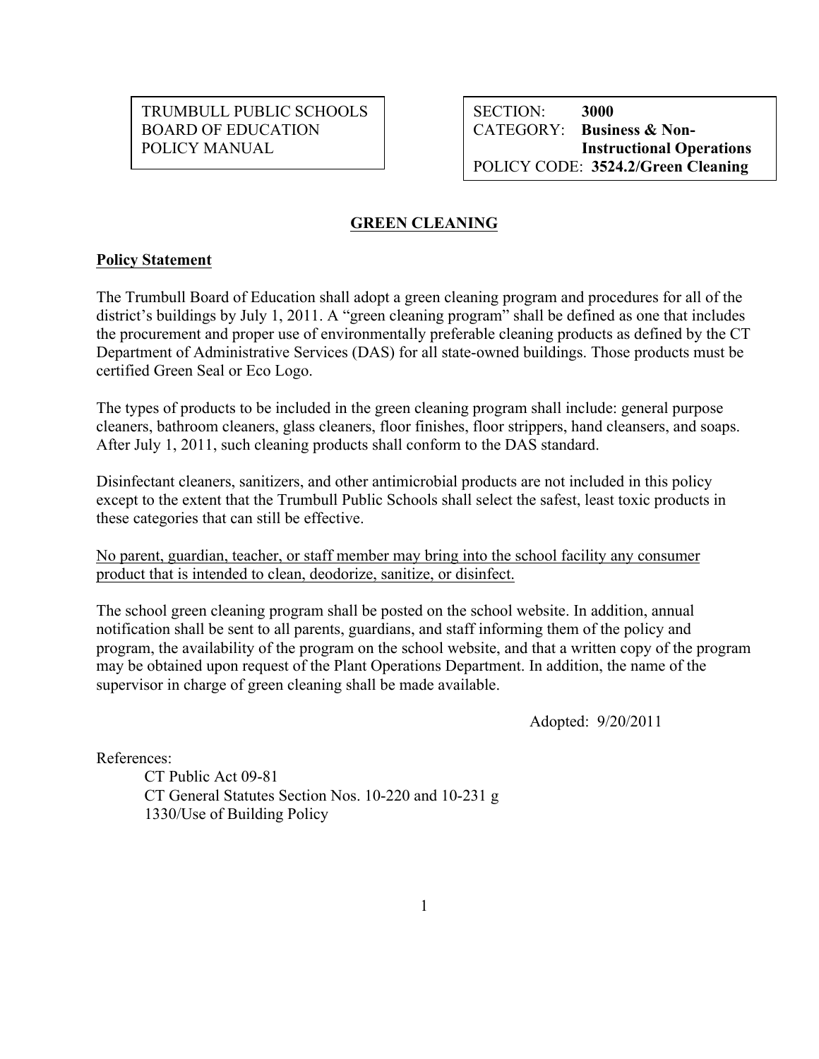TRUMBULL PUBLIC SCHOOLS
BOARD OF EDUCATION
POLICY MANUAL

SECTION: **3000**
CATEGORY: **Business & Non-Instructional Operations**
POLICY CODE: **3524.2/Green Cleaning**

# GREEN CLEANING

## Policy Statement

The Trumbull Board of Education shall adopt a green cleaning program and procedures for all of the district's buildings by July 1, 2011. A "green cleaning program" shall be defined as one that includes the procurement and proper use of environmentally preferable cleaning products as defined by the CT Department of Administrative Services (DAS) for all state-owned buildings. Those products must be certified Green Seal or Eco Logo.

The types of products to be included in the green cleaning program shall include: general purpose cleaners, bathroom cleaners, glass cleaners, floor finishes, floor strippers, hand cleansers, and soaps. After July 1, 2011, such cleaning products shall conform to the DAS standard.

Disinfectant cleaners, sanitizers, and other antimicrobial products are not included in this policy except to the extent that the Trumbull Public Schools shall select the safest, least toxic products in these categories that can still be effective.

<u>No parent, guardian, teacher, or staff member may bring into the school facility any consumer product that is intended to clean, deodorize, sanitize, or disinfect.</u>

The school green cleaning program shall be posted on the school website. In addition, annual notification shall be sent to all parents, guardians, and staff informing them of the policy and program, the availability of the program on the school website, and that a written copy of the program may be obtained upon request of the Plant Operations Department. In addition, the name of the supervisor in charge of green cleaning shall be made available.

Adopted: 9/20/2011

References:

CT Public Act 09-81
CT General Statutes Section Nos. 10-220 and 10-231 g
1330/Use of Building Policy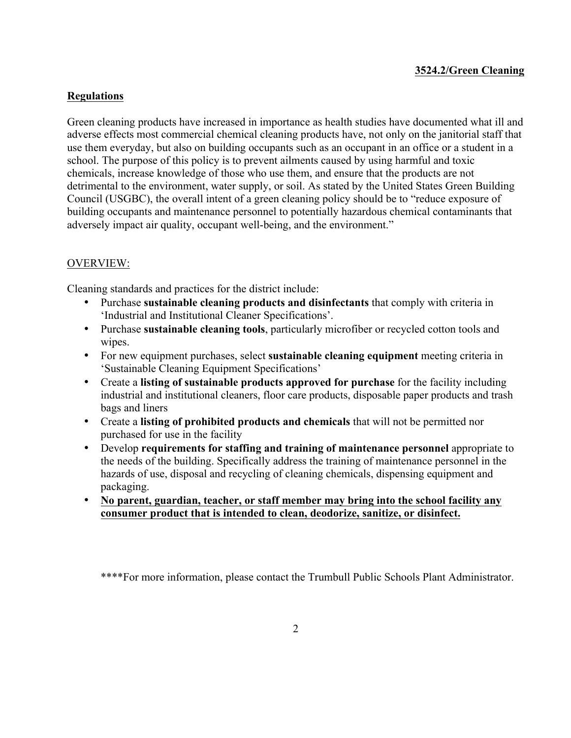**3524.2/Green Cleaning**

## Regulations

Green cleaning products have increased in importance as health studies have documented what ill and adverse effects most commercial chemical cleaning products have, not only on the janitorial staff that use them everyday, but also on building occupants such as an occupant in an office or a student in a school. The purpose of this policy is to prevent ailments caused by using harmful and toxic chemicals, increase knowledge of those who use them, and ensure that the products are not detrimental to the environment, water supply, or soil. As stated by the United States Green Building Council (USGBC), the overall intent of a green cleaning policy should be to "reduce exposure of building occupants and maintenance personnel to potentially hazardous chemical contaminants that adversely impact air quality, occupant well-being, and the environment."

### OVERVIEW:

Cleaning standards and practices for the district include:

- Purchase **sustainable cleaning products and disinfectants** that comply with criteria in 'Industrial and Institutional Cleaner Specifications'.
- Purchase **sustainable cleaning tools**, particularly microfiber or recycled cotton tools and wipes.
- For new equipment purchases, select **sustainable cleaning equipment** meeting criteria in 'Sustainable Cleaning Equipment Specifications'
- Create a **listing of sustainable products approved for purchase** for the facility including industrial and institutional cleaners, floor care products, disposable paper products and trash bags and liners
- Create a **listing of prohibited products and chemicals** that will not be permitted nor purchased for use in the facility
- Develop **requirements for staffing and training of maintenance personnel** appropriate to the needs of the building. Specifically address the training of maintenance personnel in the hazards of use, disposal and recycling of cleaning chemicals, dispensing equipment and packaging.
- **No parent, guardian, teacher, or staff member may bring into the school facility any consumer product that is intended to clean, deodorize, sanitize, or disinfect.**

****For more information, please contact the Trumbull Public Schools Plant Administrator.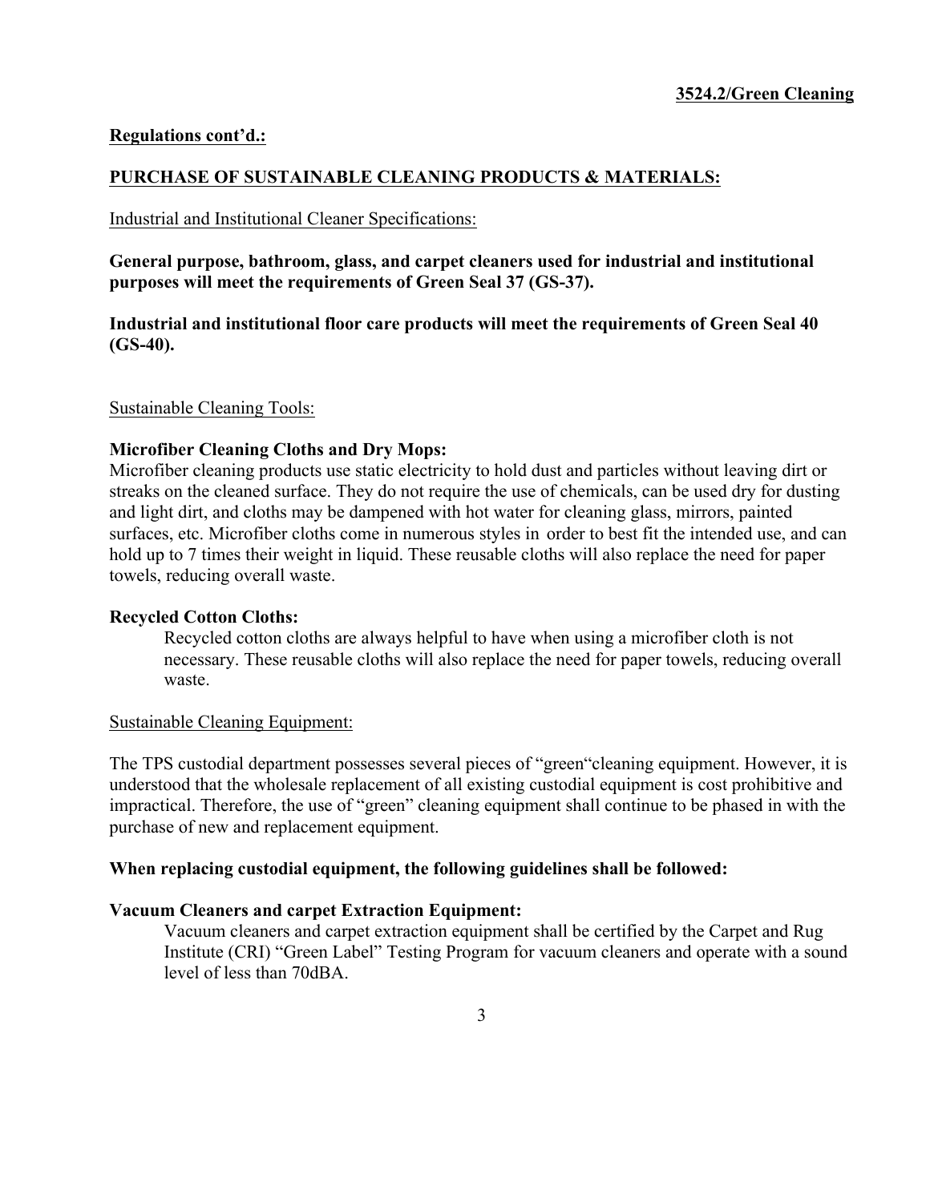**Regulations cont'd.:**

**PURCHASE OF SUSTAINABLE CLEANING PRODUCTS & MATERIALS:**

Industrial and Institutional Cleaner Specifications:

**General purpose, bathroom, glass, and carpet cleaners used for industrial and institutional purposes will meet the requirements of Green Seal 37 (GS-37).**

**Industrial and institutional floor care products will meet the requirements of Green Seal 40 (GS-40).**

Sustainable Cleaning Tools:

**Microfiber Cleaning Cloths and Dry Mops:**
Microfiber cleaning products use static electricity to hold dust and particles without leaving dirt or streaks on the cleaned surface. They do not require the use of chemicals, can be used dry for dusting and light dirt, and cloths may be dampened with hot water for cleaning glass, mirrors, painted surfaces, etc. Microfiber cloths come in numerous styles in order to best fit the intended use, and can hold up to 7 times their weight in liquid. These reusable cloths will also replace the need for paper towels, reducing overall waste.

**Recycled Cotton Cloths:**

Recycled cotton cloths are always helpful to have when using a microfiber cloth is not necessary. These reusable cloths will also replace the need for paper towels, reducing overall waste.

Sustainable Cleaning Equipment:

The TPS custodial department possesses several pieces of "green"cleaning equipment. However, it is understood that the wholesale replacement of all existing custodial equipment is cost prohibitive and impractical. Therefore, the use of "green" cleaning equipment shall continue to be phased in with the purchase of new and replacement equipment.

**When replacing custodial equipment, the following guidelines shall be followed:**

**Vacuum Cleaners and carpet Extraction Equipment:**

Vacuum cleaners and carpet extraction equipment shall be certified by the Carpet and Rug Institute (CRI) "Green Label" Testing Program for vacuum cleaners and operate with a sound level of less than 70dBA.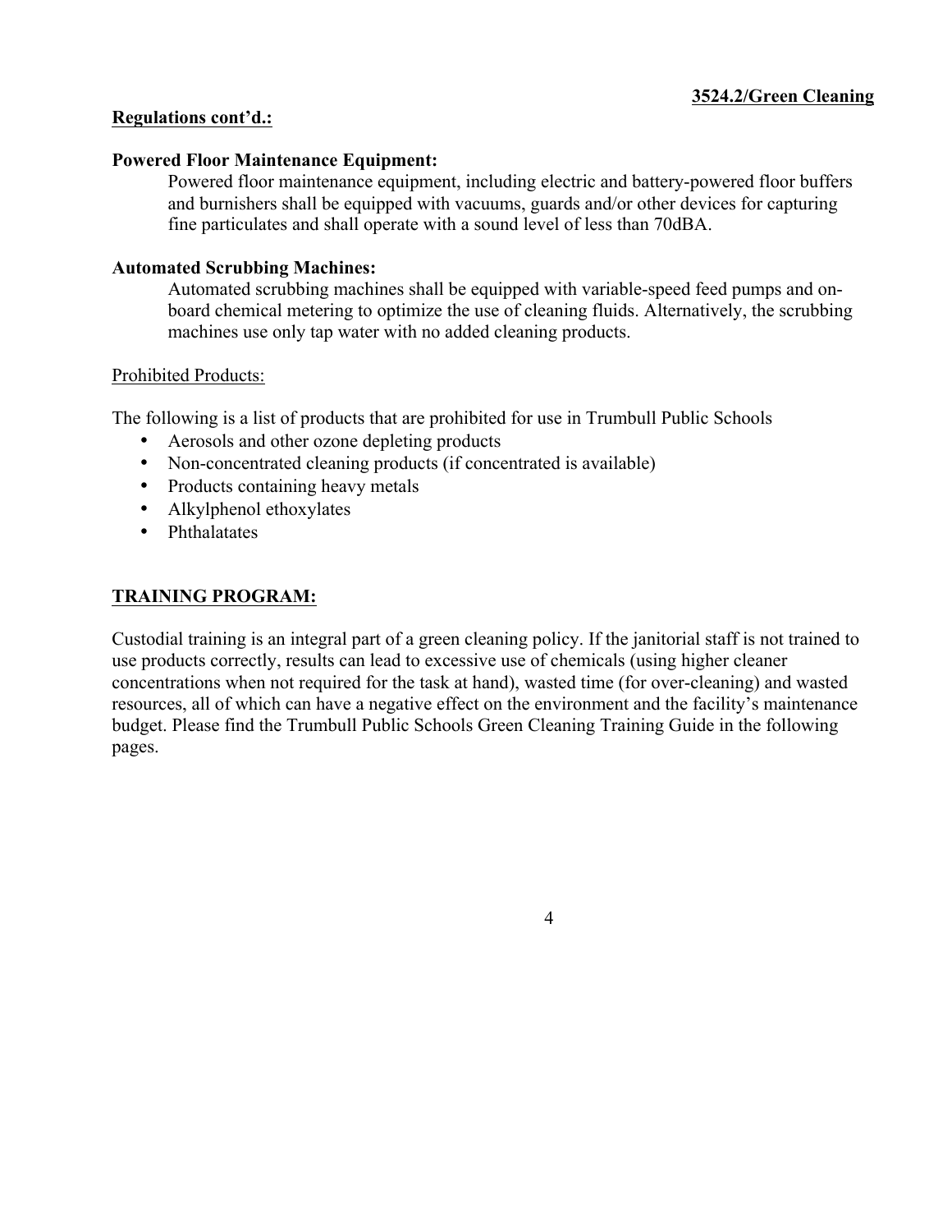**3524.2/Green Cleaning**

**Regulations cont'd.:**

**Powered Floor Maintenance Equipment:**

Powered floor maintenance equipment, including electric and battery-powered floor buffers and burnishers shall be equipped with vacuums, guards and/or other devices for capturing fine particulates and shall operate with a sound level of less than 70dBA.

**Automated Scrubbing Machines:**

Automated scrubbing machines shall be equipped with variable-speed feed pumps and on-board chemical metering to optimize the use of cleaning fluids. Alternatively, the scrubbing machines use only tap water with no added cleaning products.

Prohibited Products:

The following is a list of products that are prohibited for use in Trumbull Public Schools

- Aerosols and other ozone depleting products
- Non-concentrated cleaning products (if concentrated is available)
- Products containing heavy metals
- Alkylphenol ethoxylates
- Phthalatates

**TRAINING PROGRAM:**

Custodial training is an integral part of a green cleaning policy. If the janitorial staff is not trained to use products correctly, results can lead to excessive use of chemicals (using higher cleaner concentrations when not required for the task at hand), wasted time (for over-cleaning) and wasted resources, all of which can have a negative effect on the environment and the facility's maintenance budget. Please find the Trumbull Public Schools Green Cleaning Training Guide in the following pages.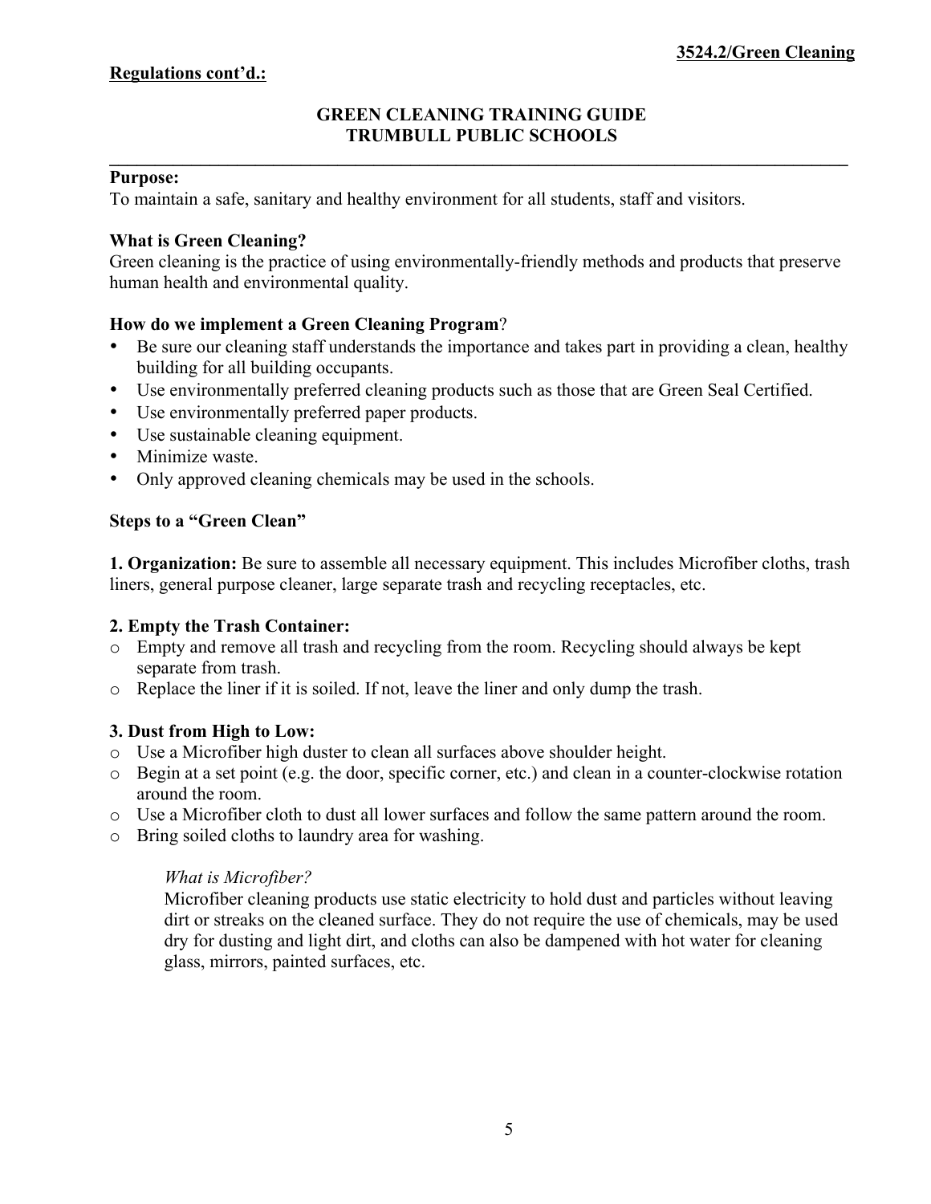**Regulations cont'd.:**

# GREEN CLEANING TRAINING GUIDE
# TRUMBULL PUBLIC SCHOOLS

---

**Purpose:**
To maintain a safe, sanitary and healthy environment for all students, staff and visitors.

**What is Green Cleaning?**
Green cleaning is the practice of using environmentally-friendly methods and products that preserve human health and environmental quality.

**How do we implement a Green Cleaning Program**?

- Be sure our cleaning staff understands the importance and takes part in providing a clean, healthy building for all building occupants.
- Use environmentally preferred cleaning products such as those that are Green Seal Certified.
- Use environmentally preferred paper products.
- Use sustainable cleaning equipment.
- Minimize waste.
- Only approved cleaning chemicals may be used in the schools.

**Steps to a "Green Clean"**

**1. Organization:** Be sure to assemble all necessary equipment. This includes Microfiber cloths, trash liners, general purpose cleaner, large separate trash and recycling receptacles, etc.

**2. Empty the Trash Container:**

- Empty and remove all trash and recycling from the room. Recycling should always be kept separate from trash.
- Replace the liner if it is soiled. If not, leave the liner and only dump the trash.

**3. Dust from High to Low:**

- Use a Microfiber high duster to clean all surfaces above shoulder height.
- Begin at a set point (e.g. the door, specific corner, etc.) and clean in a counter-clockwise rotation around the room.
- Use a Microfiber cloth to dust all lower surfaces and follow the same pattern around the room.
- Bring soiled cloths to laundry area for washing.

*What is Microfiber?*
Microfiber cleaning products use static electricity to hold dust and particles without leaving dirt or streaks on the cleaned surface. They do not require the use of chemicals, may be used dry for dusting and light dirt, and cloths can also be dampened with hot water for cleaning glass, mirrors, painted surfaces, etc.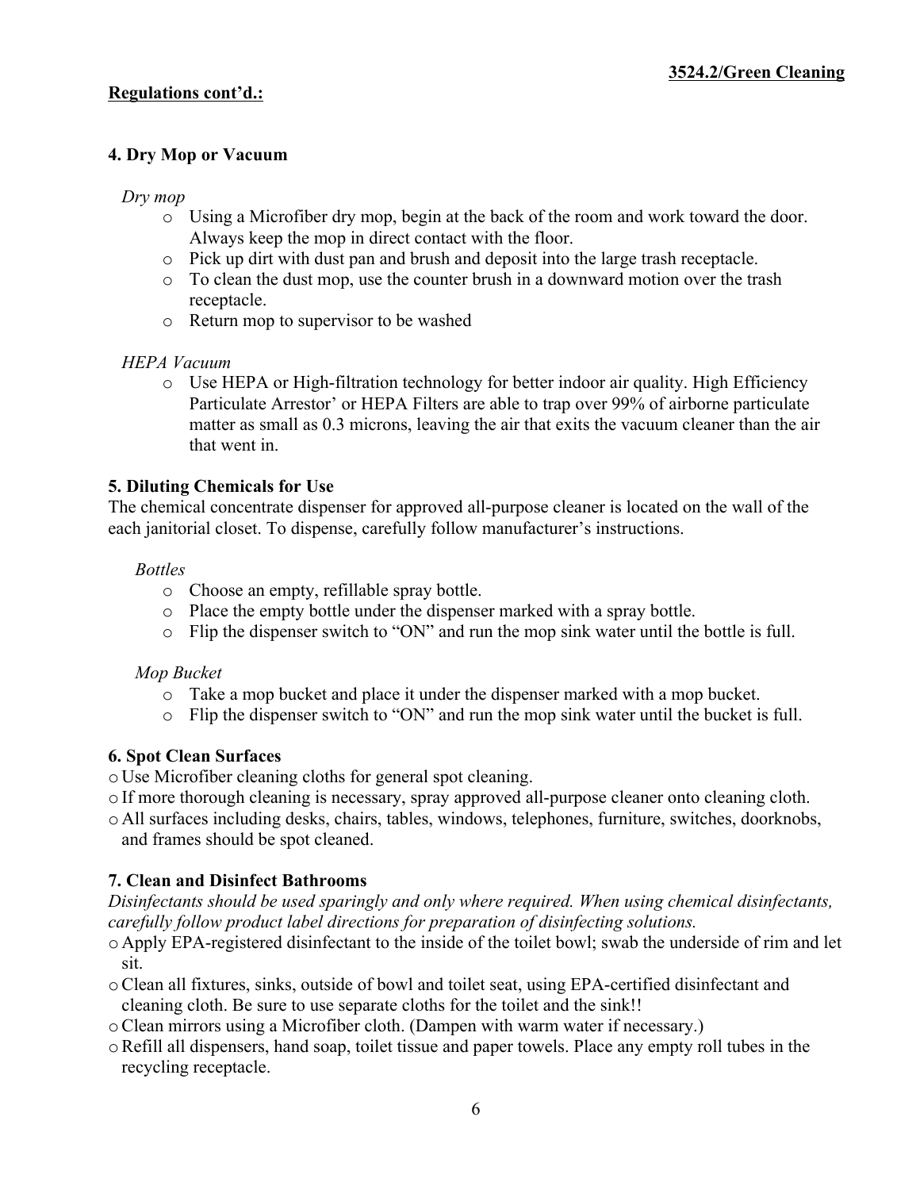**Regulations cont'd.:**

### 4. Dry Mop or Vacuum

*Dry mop*

- Using a Microfiber dry mop, begin at the back of the room and work toward the door. Always keep the mop in direct contact with the floor.
- Pick up dirt with dust pan and brush and deposit into the large trash receptacle.
- To clean the dust mop, use the counter brush in a downward motion over the trash receptacle.
- Return mop to supervisor to be washed

*HEPA Vacuum*

- Use HEPA or High-filtration technology for better indoor air quality. High Efficiency Particulate Arrestor' or HEPA Filters are able to trap over 99% of airborne particulate matter as small as 0.3 microns, leaving the air that exits the vacuum cleaner than the air that went in.

### 5. Diluting Chemicals for Use

The chemical concentrate dispenser for approved all-purpose cleaner is located on the wall of the each janitorial closet. To dispense, carefully follow manufacturer's instructions.

*Bottles*

- Choose an empty, refillable spray bottle.
- Place the empty bottle under the dispenser marked with a spray bottle.
- Flip the dispenser switch to "ON" and run the mop sink water until the bottle is full.

*Mop Bucket*

- Take a mop bucket and place it under the dispenser marked with a mop bucket.
- Flip the dispenser switch to "ON" and run the mop sink water until the bucket is full.

### 6. Spot Clean Surfaces

- Use Microfiber cleaning cloths for general spot cleaning.
- If more thorough cleaning is necessary, spray approved all-purpose cleaner onto cleaning cloth.
- All surfaces including desks, chairs, tables, windows, telephones, furniture, switches, doorknobs, and frames should be spot cleaned.

### 7. Clean and Disinfect Bathrooms

*Disinfectants should be used sparingly and only where required. When using chemical disinfectants, carefully follow product label directions for preparation of disinfecting solutions.*

- Apply EPA-registered disinfectant to the inside of the toilet bowl; swab the underside of rim and let sit.
- Clean all fixtures, sinks, outside of bowl and toilet seat, using EPA-certified disinfectant and cleaning cloth. Be sure to use separate cloths for the toilet and the sink!!
- Clean mirrors using a Microfiber cloth. (Dampen with warm water if necessary.)
- Refill all dispensers, hand soap, toilet tissue and paper towels. Place any empty roll tubes in the recycling receptacle.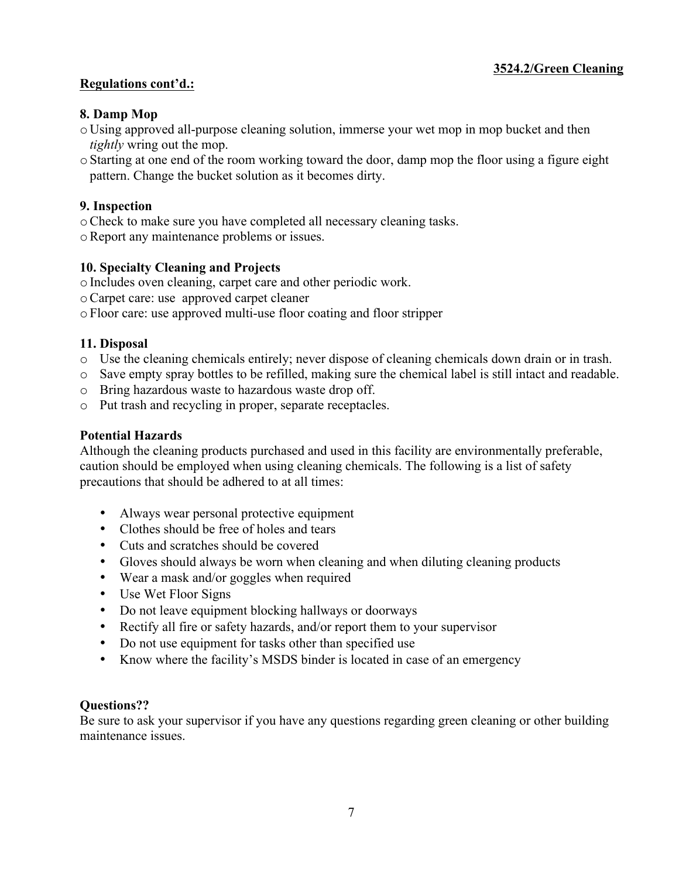**Regulations cont'd.:**

**8. Damp Mop**

- Using approved all-purpose cleaning solution, immerse your wet mop in mop bucket and then *tightly* wring out the mop.
- Starting at one end of the room working toward the door, damp mop the floor using a figure eight pattern. Change the bucket solution as it becomes dirty.

**9. Inspection**

- Check to make sure you have completed all necessary cleaning tasks.
- Report any maintenance problems or issues.

**10. Specialty Cleaning and Projects**

- Includes oven cleaning, carpet care and other periodic work.
- Carpet care: use approved carpet cleaner
- Floor care: use approved multi-use floor coating and floor stripper

**11. Disposal**

- Use the cleaning chemicals entirely; never dispose of cleaning chemicals down drain or in trash.
- Save empty spray bottles to be refilled, making sure the chemical label is still intact and readable.
- Bring hazardous waste to hazardous waste drop off.
- Put trash and recycling in proper, separate receptacles.

**Potential Hazards**

Although the cleaning products purchased and used in this facility are environmentally preferable, caution should be employed when using cleaning chemicals. The following is a list of safety precautions that should be adhered to at all times:

- Always wear personal protective equipment
- Clothes should be free of holes and tears
- Cuts and scratches should be covered
- Gloves should always be worn when cleaning and when diluting cleaning products
- Wear a mask and/or goggles when required
- Use Wet Floor Signs
- Do not leave equipment blocking hallways or doorways
- Rectify all fire or safety hazards, and/or report them to your supervisor
- Do not use equipment for tasks other than specified use
- Know where the facility's MSDS binder is located in case of an emergency

**Questions??**

Be sure to ask your supervisor if you have any questions regarding green cleaning or other building maintenance issues.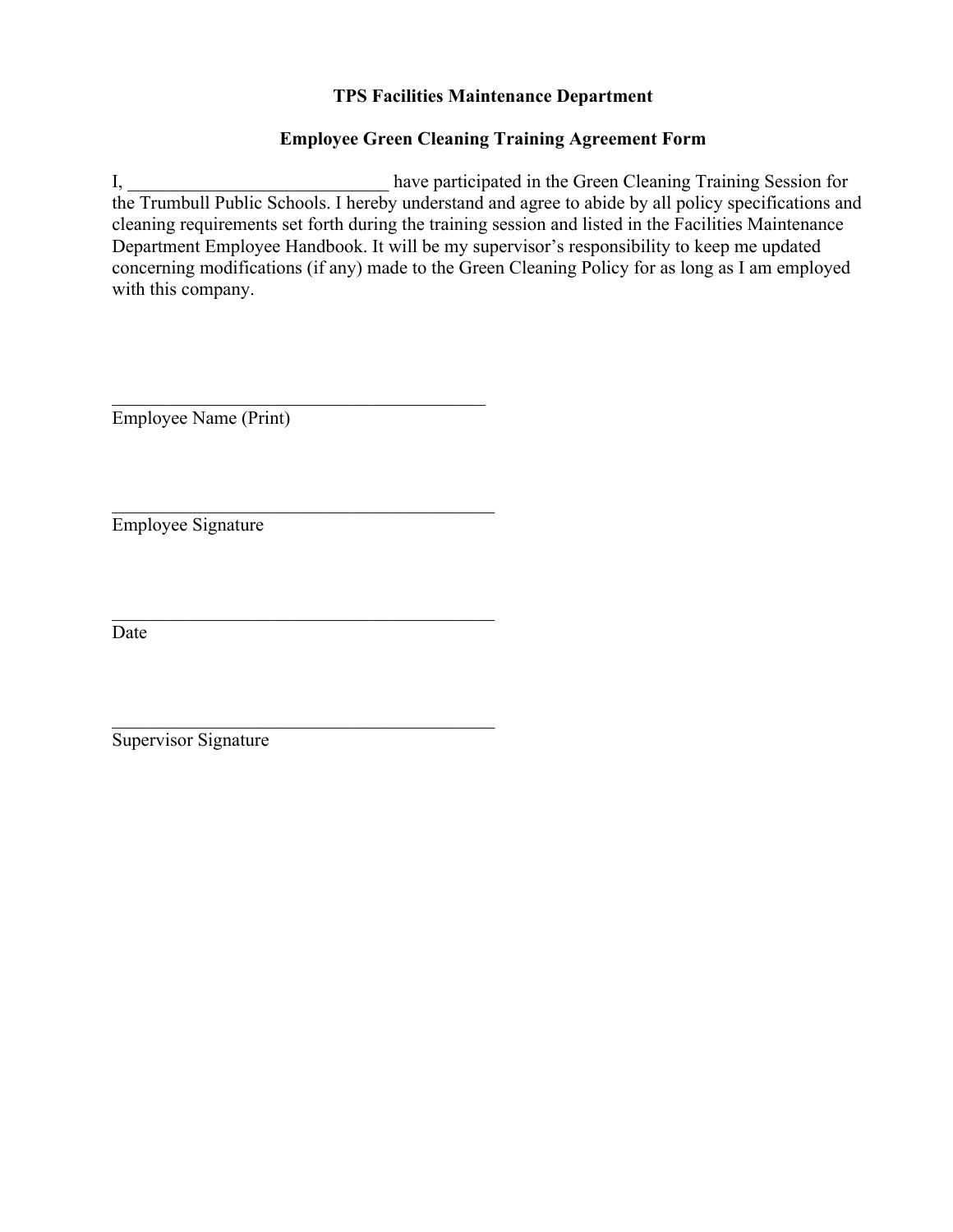# TPS Facilities Maintenance Department

## Employee Green Cleaning Training Agreement Form

I, ____________________________ have participated in the Green Cleaning Training Session for the Trumbull Public Schools. I hereby understand and agree to abide by all policy specifications and cleaning requirements set forth during the training session and listed in the Facilities Maintenance Department Employee Handbook. It will be my supervisor's responsibility to keep me updated concerning modifications (if any) made to the Green Cleaning Policy for as long as I am employed with this company.

__________________________________________
Employee Name (Print)

__________________________________________
Employee Signature

__________________________________________
Date

__________________________________________
Supervisor Signature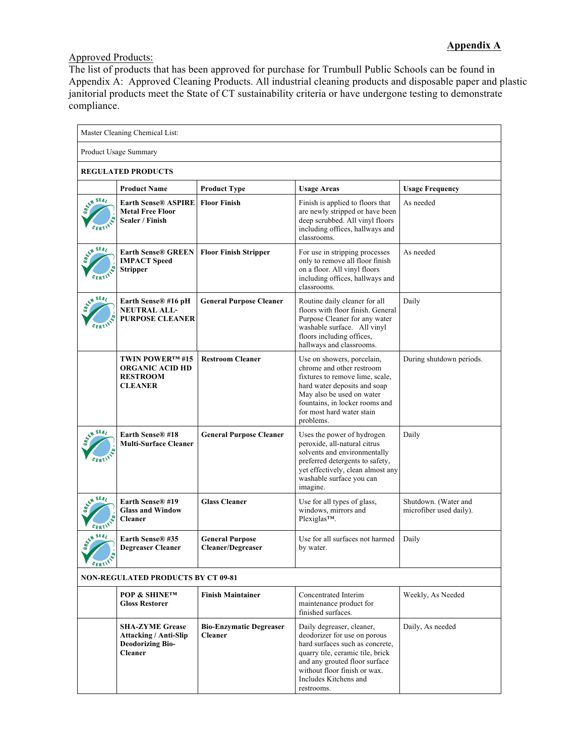**Appendix A**

Approved Products:
The list of products that has been approved for purchase for Trumbull Public Schools can be found in Appendix A: Approved Cleaning Products. All industrial cleaning products and disposable paper and plastic janitorial products meet the State of CT sustainability criteria or have undergone testing to demonstrate compliance.

| | | | | |
|---|---|---|---|---|
| Master Cleaning Chemical List: | | | | |
| Product Usage Summary | | | | |
| **REGULATED PRODUCTS** | | | | |
| | **Product Name** | **Product Type** | **Usage Areas** | **Usage Frequency** |
| GREEN SEAL CERTIFIED | **Earth Sense® ASPIRE Metal Free Floor Sealer / Finish** | **Floor Finish** | Finish is applied to floors that are newly stripped or have been deep scrubbed. All vinyl floors including offices, hallways and classrooms. | As needed |
| GREEN SEAL CERTIFIED | **Earth Sense® GREEN IMPACT Speed Stripper** | **Floor Finish Stripper** | For use in stripping processes only to remove all floor finish on a floor. All vinyl floors including offices, hallways and classrooms. | As needed |
| GREEN SEAL CERTIFIED | **Earth Sense® #16 pH NEUTRAL ALL-PURPOSE CLEANER** | **General Purpose Cleaner** | Routine daily cleaner for all floors with floor finish. General Purpose Cleaner for any water washable surface. All vinyl floors including offices, hallways and classrooms. | Daily |
| | **TWIN POWER™ #15 ORGANIC ACID HD RESTROOM CLEANER** | **Restroom Cleaner** | Use on showers, porcelain, chrome and other restroom fixtures to remove lime, scale, hard water deposits and soap May also be used on water fountains, in locker rooms and for most hard water stain problems. | During shutdown periods. |
| GREEN SEAL CERTIFIED | **Earth Sense® #18 Multi-Surface Cleaner** | **General Purpose Cleaner** | Uses the power of hydrogen peroxide, all-natural citrus solvents and environmentally preferred detergents to safety, yet effectively, clean almost any washable surface you can imagine. | Daily |
| GREEN SEAL CERTIFIED | **Earth Sense® #19 Glass and Window Cleaner** | **Glass Cleaner** | Use for all types of glass, windows, mirrors and Plexiglas™. | Shutdown. (Water and microfiber used daily). |
| GREEN SEAL CERTIFIED | **Earth Sense® #35 Degreaser Cleaner** | **General Purpose Cleaner/Degreaser** | Use for all surfaces not harmed by water. | Daily |
| **NON-REGULATED PRODUCTS BY CT 09-81** | | | | |
| | **POP & SHINE™ Gloss Restorer** | **Finish Maintainer** | Concentrated Interim maintenance product for finished surfaces. | Weekly, As Needed |
| | **SHA-ZYME Grease Attacking / Anti-Slip Deodorizing Bio-Cleaner** | **Bio-Enzymatic Degreaser Cleaner** | Daily degreaser, cleaner, deodorizer for use on porous hard surfaces such as concrete, quarry tile, ceramic tile, brick and any grouted floor surface without floor finish or wax. Includes Kitchens and restrooms. | Daily, As needed |